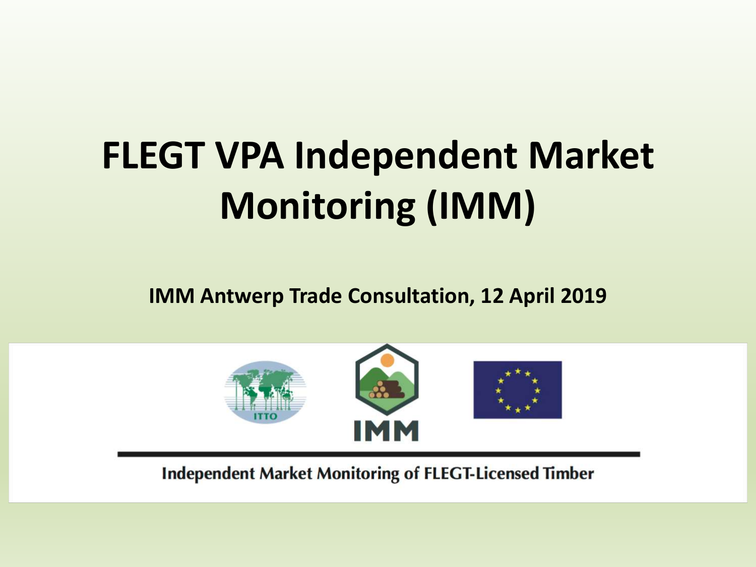# FLEGT VPA Independent Market Monitoring (IMM)

**IMM Antwerp Trade Consultation, 12 April 2019**

ITTO

IMM

**Independent Market Monitoring of FLEGT-Licensed Timber**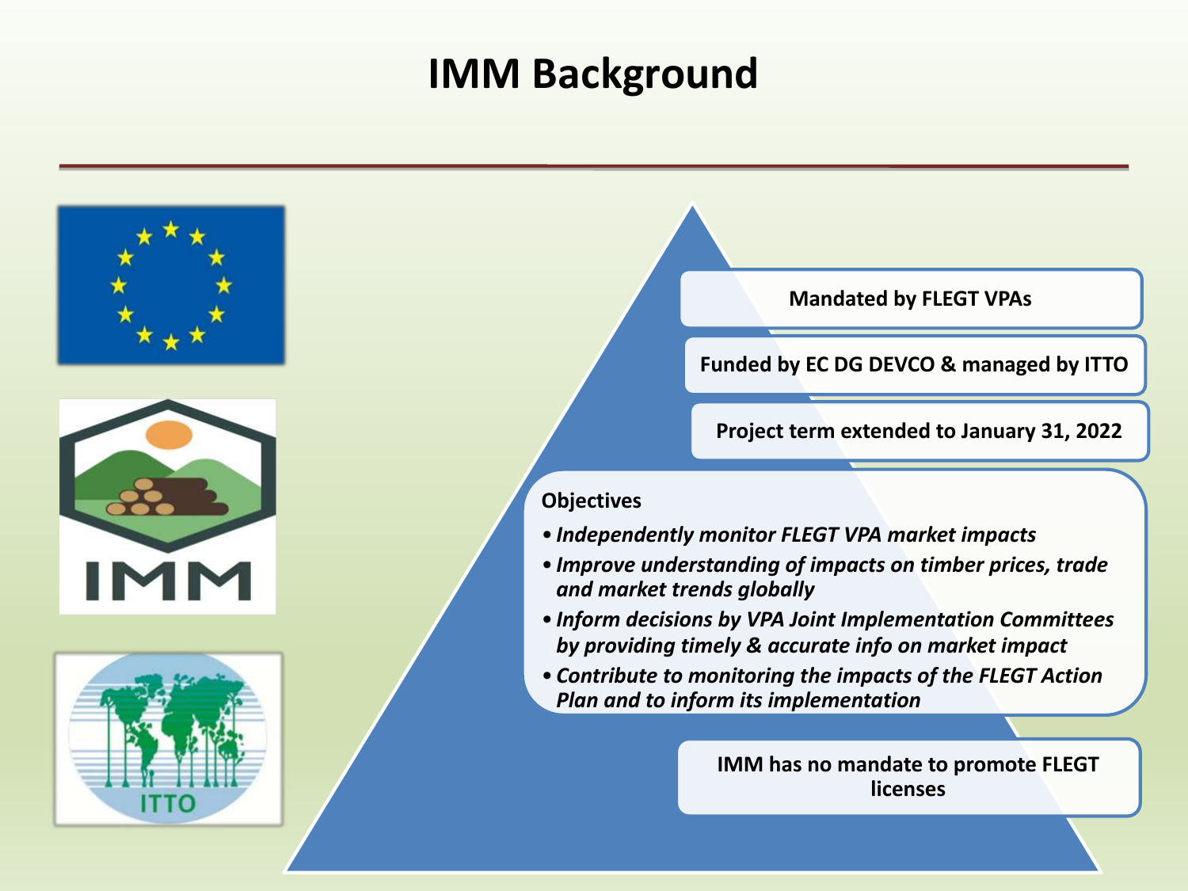# IMM Background

**Mandated by FLEGT VPAs**

**Funded by EC DG DEVCO & managed by ITTO**

**Project term extended to January 31, 2022**

**Objectives**

- ***Independently monitor FLEGT VPA market impacts***
- ***Improve understanding of impacts on timber prices, trade and market trends globally***
- ***Inform decisions by VPA Joint Implementation Committees by providing timely & accurate info on market impact***
- ***Contribute to monitoring the impacts of the FLEGT Action Plan and to inform its implementation***

**IMM has no mandate to promote FLEGT licenses**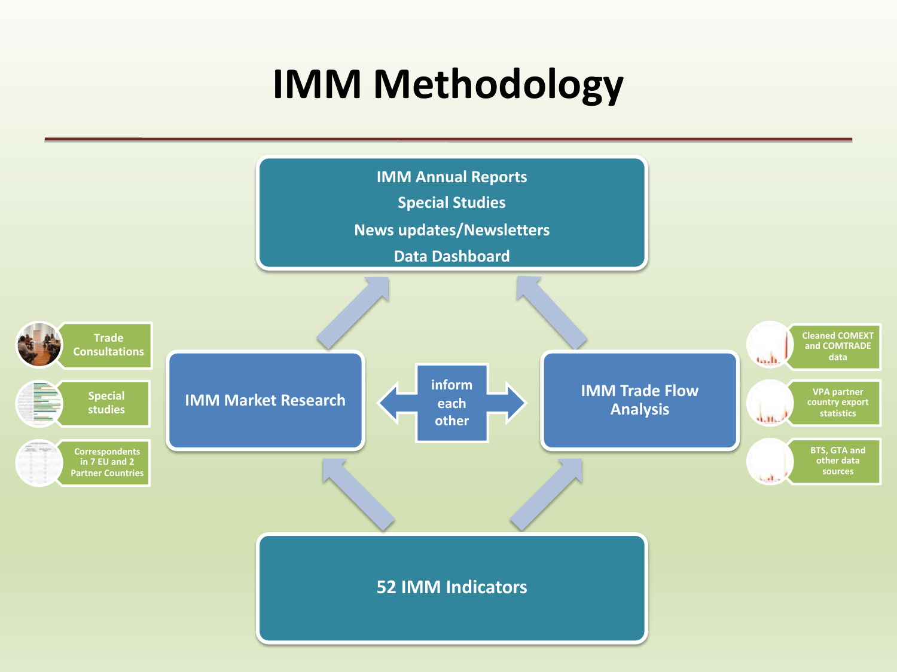# IMM Methodology

IMM Annual Reports
Special Studies
News updates/Newsletters
Data Dashboard

Trade Consultations

Special studies

Correspondents in 7 EU and 2 Partner Countries

IMM Market Research

inform each other

IMM Trade Flow Analysis

Cleaned COMEXT and COMTRADE data

VPA partner country export statistics

BTS, GTA and other data sources

52 IMM Indicators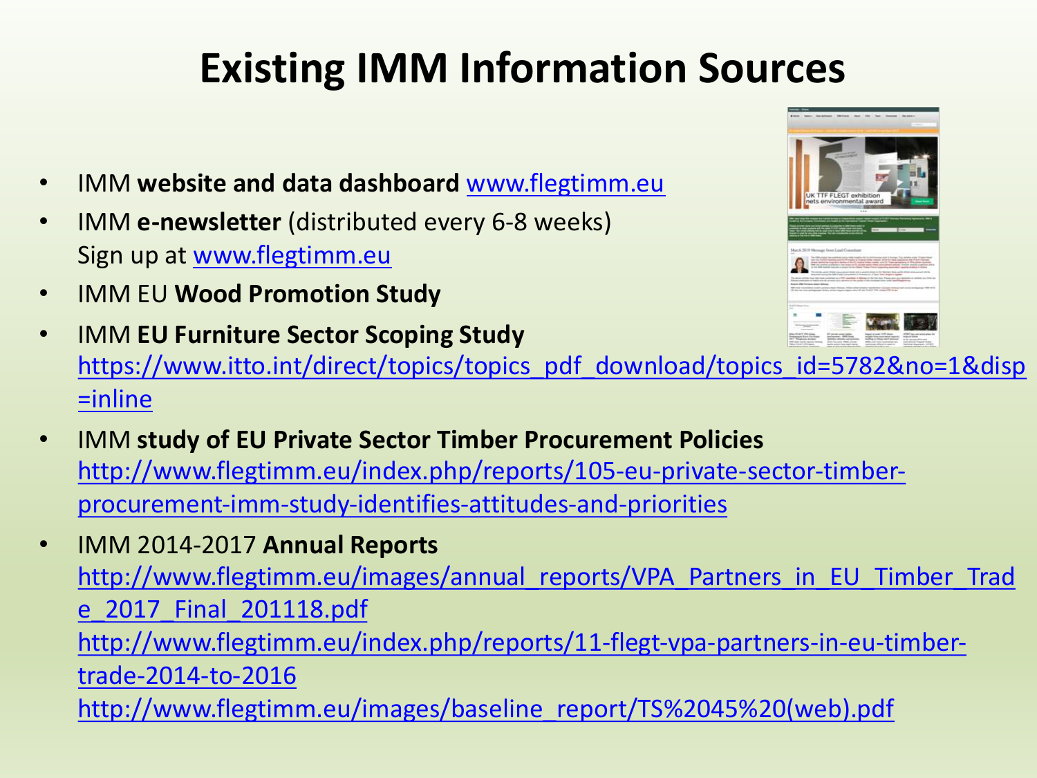# Existing IMM Information Sources

- IMM **website and data dashboard** www.flegtimm.eu
- IMM **e-newsletter** (distributed every 6-8 weeks)
  Sign up at www.flegtimm.eu
- IMM EU **Wood Promotion Study**
- IMM **EU Furniture Sector Scoping Study**
  https://www.itto.int/direct/topics/topics_pdf_download/topics_id=5782&no=1&disp=inline
- IMM **study of EU Private Sector Timber Procurement Policies**
  http://www.flegtimm.eu/index.php/reports/105-eu-private-sector-timber-procurement-imm-study-identifies-attitudes-and-priorities
- IMM 2014-2017 **Annual Reports**
  http://www.flegtimm.eu/images/annual_reports/VPA_Partners_in_EU_Timber_Trade_2017_Final_201118.pdf
  http://www.flegtimm.eu/index.php/reports/11-flegt-vpa-partners-in-eu-timber-trade-2014-to-2016
  http://www.flegtimm.eu/images/baseline_report/TS%2045%20(web).pdf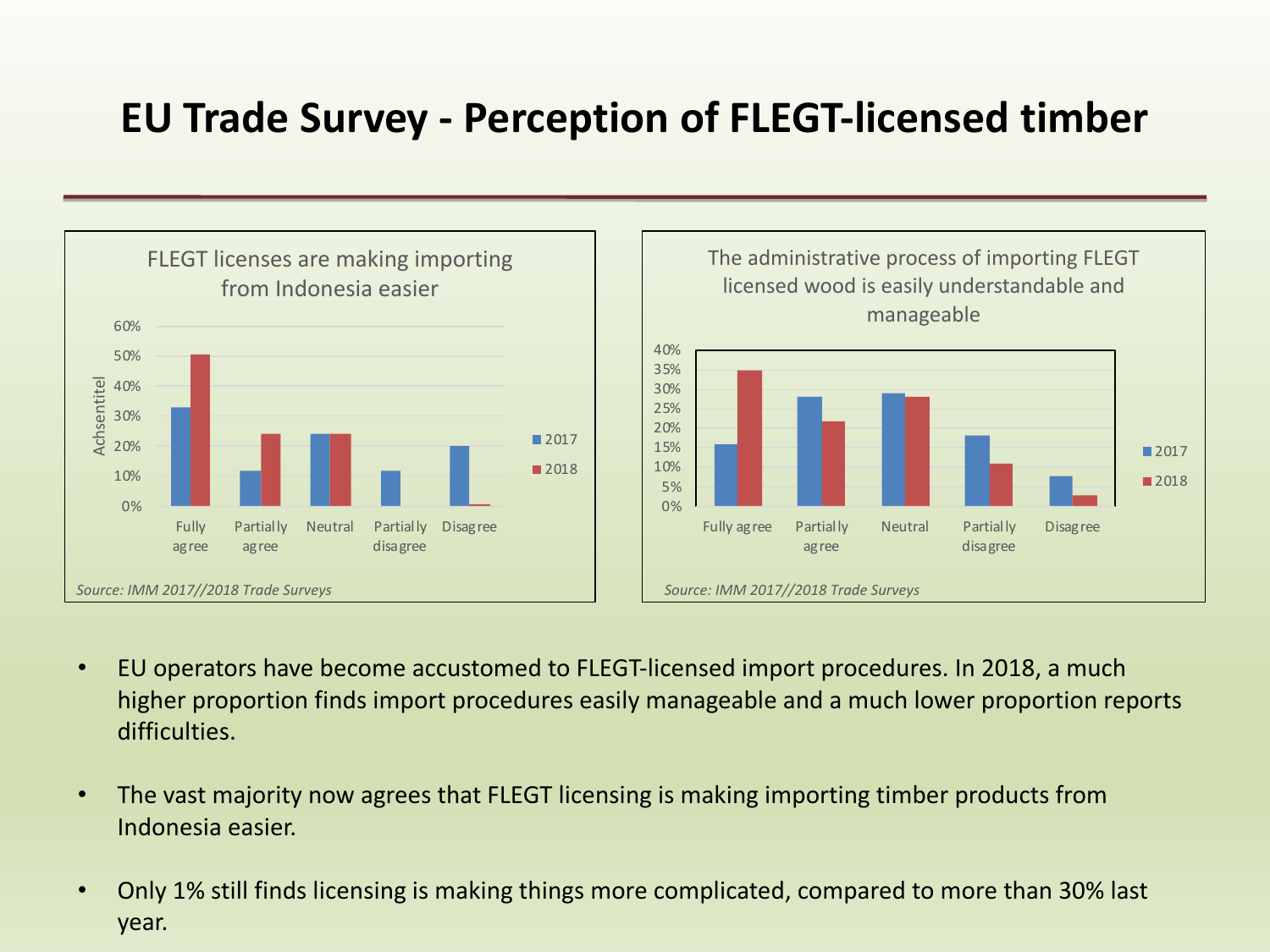# EU Trade Survey - Perception of FLEGT-licensed timber

FLEGT licenses are making importing from Indonesia easier

Source: IMM 2017//2018 Trade Surveys

The administrative process of importing FLEGT licensed wood is easily understandable and manageable

Source: IMM 2017//2018 Trade Surveys

- EU operators have become accustomed to FLEGT-licensed import procedures. In 2018, a much higher proportion finds import procedures easily manageable and a much lower proportion reports difficulties.
- The vast majority now agrees that FLEGT licensing is making importing timber products from Indonesia easier.
- Only 1% still finds licensing is making things more complicated, compared to more than 30% last year.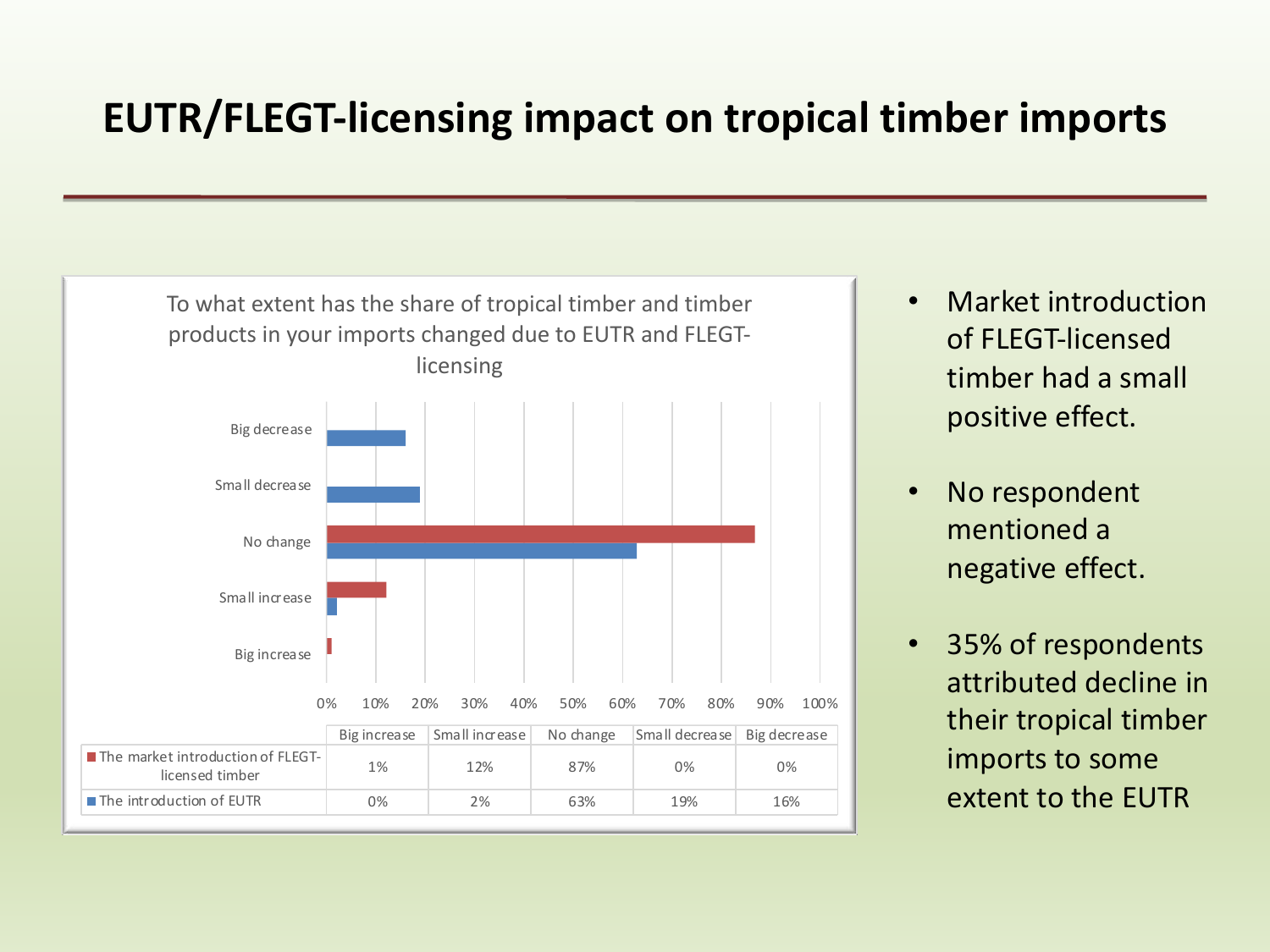# EUTR/FLEGT-licensing impact on tropical timber imports

To what extent has the share of tropical timber and timber products in your imports changed due to EUTR and FLEGT-licensing

| | Big increase | Small increase | No change | Small decrease | Big decrease |
|---|---|---|---|---|---|
| The market introduction of FLEGT-licensed timber | 1% | 12% | 87% | 0% | 0% |
| The introduction of EUTR | 0% | 2% | 63% | 19% | 16% |

- Market introduction of FLEGT-licensed timber had a small positive effect.
- No respondent mentioned a negative effect.
- 35% of respondents attributed decline in their tropical timber imports to some extent to the EUTR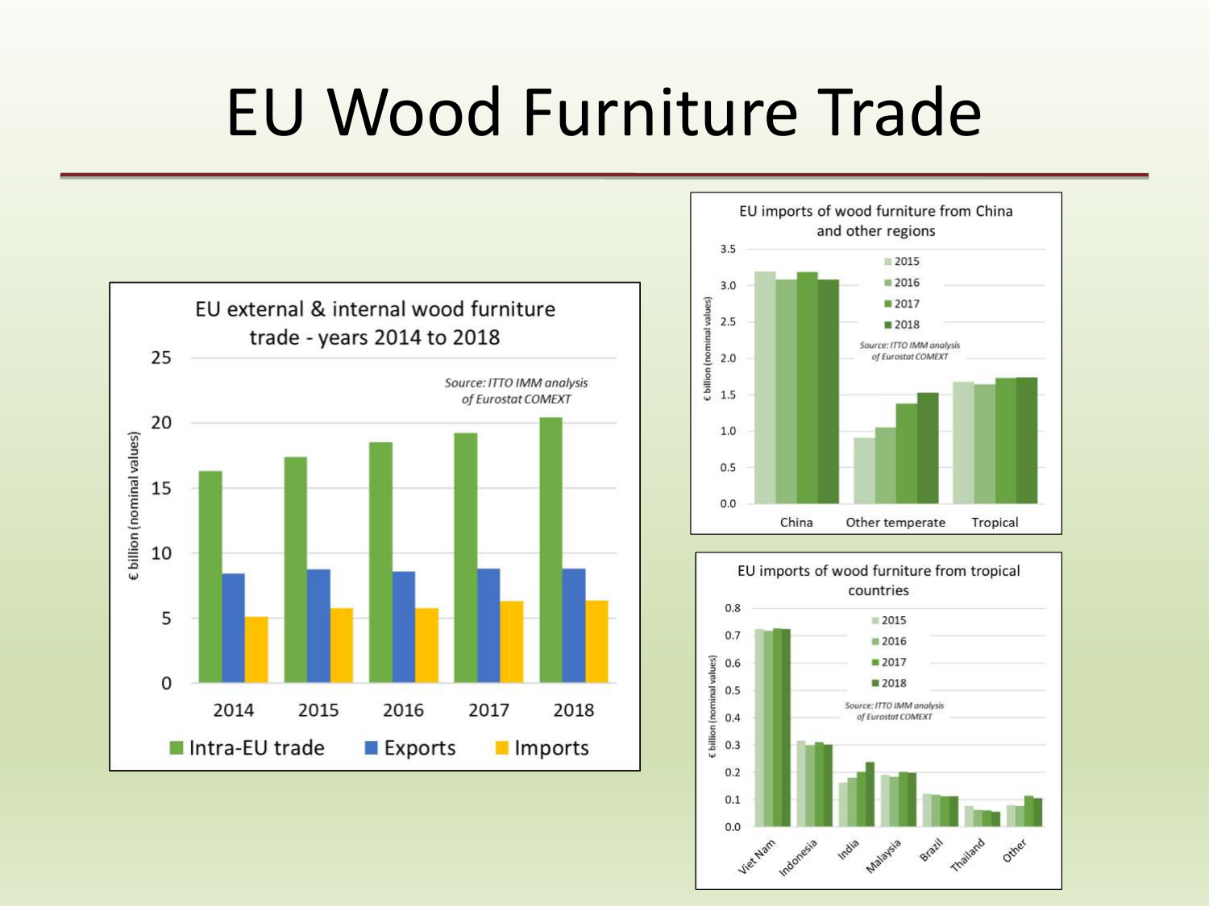# EU Wood Furniture Trade

EU external & internal wood furniture trade - years 2014 to 2018

*Source: ITTO IMM analysis of Eurostat COMEXT*

€ billion (nominal values)

Intra-EU trade | Exports | Imports

EU imports of wood furniture from China and other regions

*Source: ITTO IMM analysis of Eurostat COMEXT*

€ billion (nominal values)

China | Other temperate | Tropical

2015 | 2016 | 2017 | 2018

EU imports of wood furniture from tropical countries

*Source: ITTO IMM analysis of Eurostat COMEXT*

€ billion (nominal values)

Viet Nam | Indonesia | India | Malaysia | Brazil | Thailand | Other

2015 | 2016 | 2017 | 2018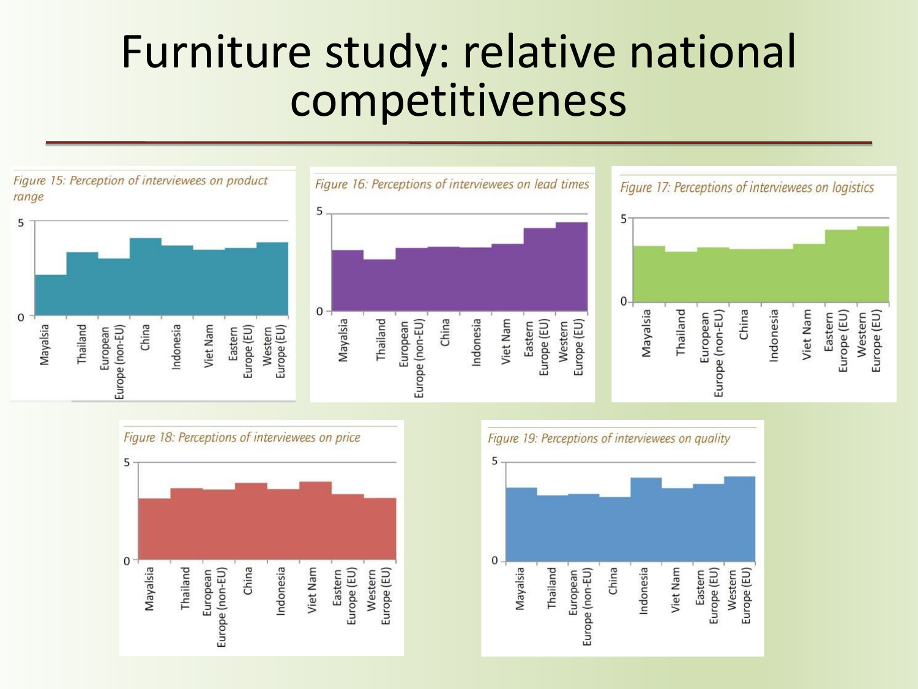# Furniture study: relative national competitiveness

*Figure 15: Perception of interviewees on product range*

*Figure 16: Perceptions of interviewees on lead times*

*Figure 17: Perceptions of interviewees on logistics*

*Figure 18: Perceptions of interviewees on price*

*Figure 19: Perceptions of interviewees on quality*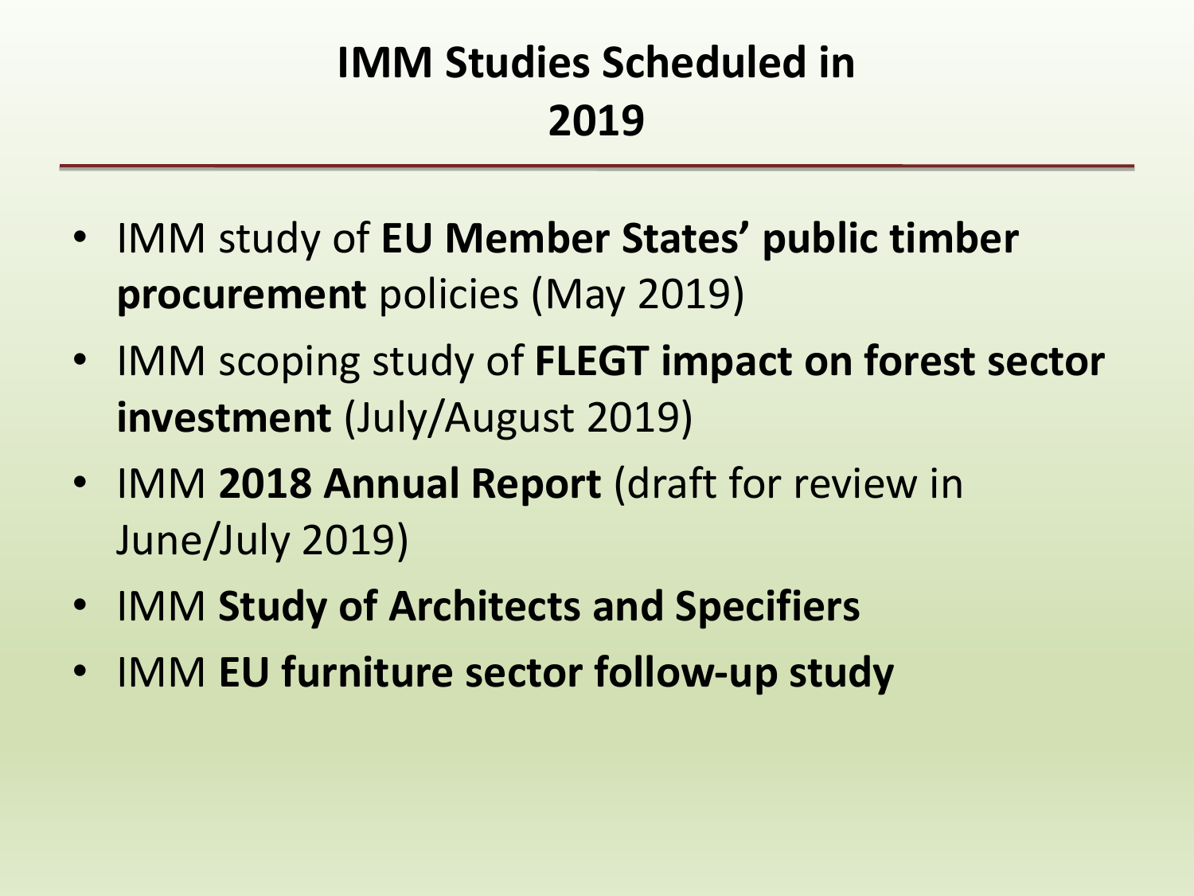# IMM Studies Scheduled in 2019

- IMM study of **EU Member States' public timber procurement** policies (May 2019)
- IMM scoping study of **FLEGT impact on forest sector investment** (July/August 2019)
- IMM **2018 Annual Report** (draft for review in June/July 2019)
- IMM **Study of Architects and Specifiers**
- IMM **EU furniture sector follow-up study**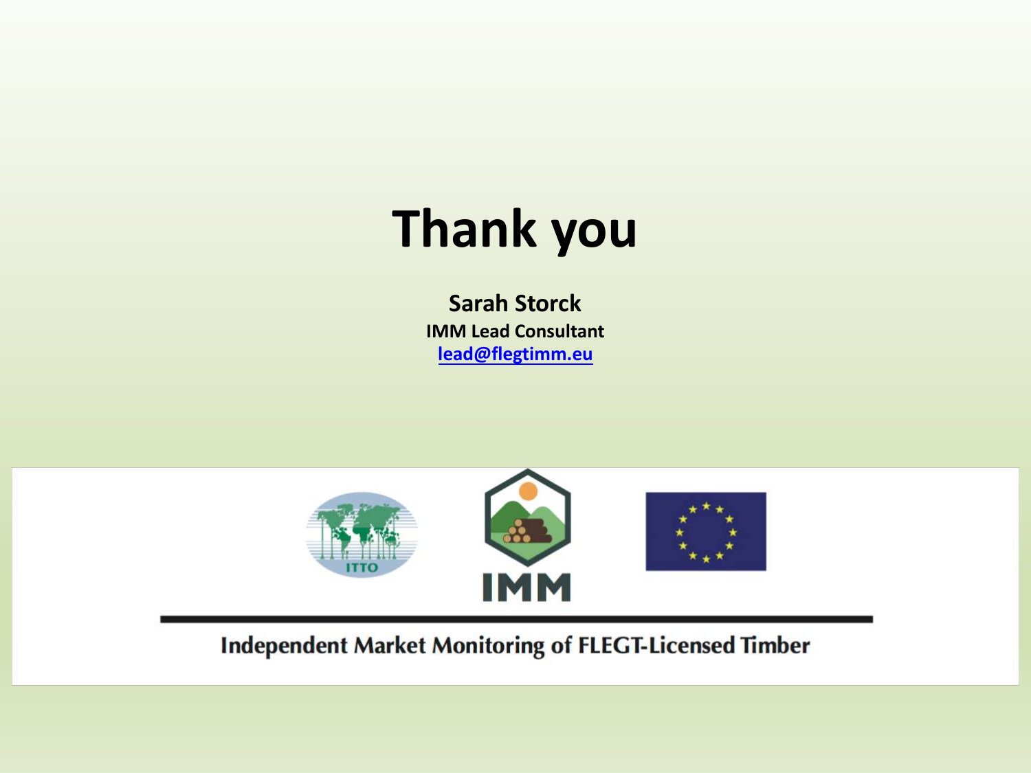# Thank you

**Sarah Storck**

**IMM Lead Consultant**

**lead@flegtimm.eu**

ITTO

IMM

**Independent Market Monitoring of FLEGT-Licensed Timber**